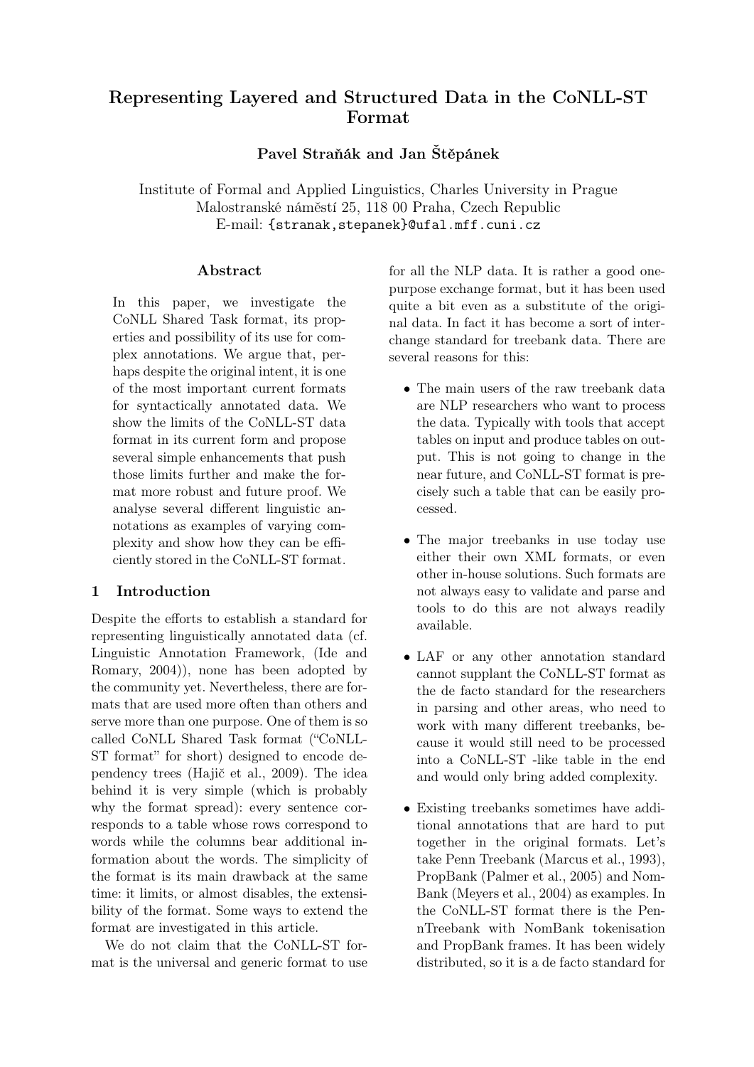# Representing Layered and Structured Data in the CoNLL-ST Format

**Pavel Straňák and Jan Štěpánek**

Institute of Formal and Applied Linguistics, Charles University in Prague
Malostranské náměstí 25, 118 00 Praha, Czech Republic
E-mail: {stranak,stepanek}@ufal.mff.cuni.cz

## Abstract

In this paper, we investigate the CoNLL Shared Task format, its properties and possibility of its use for complex annotations. We argue that, perhaps despite the original intent, it is one of the most important current formats for syntactically annotated data. We show the limits of the CoNLL-ST data format in its current form and propose several simple enhancements that push those limits further and make the format more robust and future proof. We analyse several different linguistic annotations as examples of varying complexity and show how they can be efficiently stored in the CoNLL-ST format.

## 1 Introduction

Despite the efforts to establish a standard for representing linguistically annotated data (cf. Linguistic Annotation Framework, (Ide and Romary, 2004)), none has been adopted by the community yet. Nevertheless, there are formats that are used more often than others and serve more than one purpose. One of them is so called CoNLL Shared Task format ("CoNLL-ST format" for short) designed to encode dependency trees (Hajič et al., 2009). The idea behind it is very simple (which is probably why the format spread): every sentence corresponds to a table whose rows correspond to words while the columns bear additional information about the words. The simplicity of the format is its main drawback at the same time: it limits, or almost disables, the extensibility of the format. Some ways to extend the format are investigated in this article.

We do not claim that the CoNLL-ST format is the universal and generic format to use for all the NLP data. It is rather a good one-purpose exchange format, but it has been used quite a bit even as a substitute of the original data. In fact it has become a sort of interchange standard for treebank data. There are several reasons for this:

- The main users of the raw treebank data are NLP researchers who want to process the data. Typically with tools that accept tables on input and produce tables on output. This is not going to change in the near future, and CoNLL-ST format is precisely such a table that can be easily processed.
- The major treebanks in use today use either their own XML formats, or even other in-house solutions. Such formats are not always easy to validate and parse and tools to do this are not always readily available.
- LAF or any other annotation standard cannot supplant the CoNLL-ST format as the de facto standard for the researchers in parsing and other areas, who need to work with many different treebanks, because it would still need to be processed into a CoNLL-ST -like table in the end and would only bring added complexity.
- Existing treebanks sometimes have additional annotations that are hard to put together in the original formats. Let's take Penn Treebank (Marcus et al., 1993), PropBank (Palmer et al., 2005) and NomBank (Meyers et al., 2004) as examples. In the CoNLL-ST format there is the PennTreebank with NomBank tokenisation and PropBank frames. It has been widely distributed, so it is a de facto standard for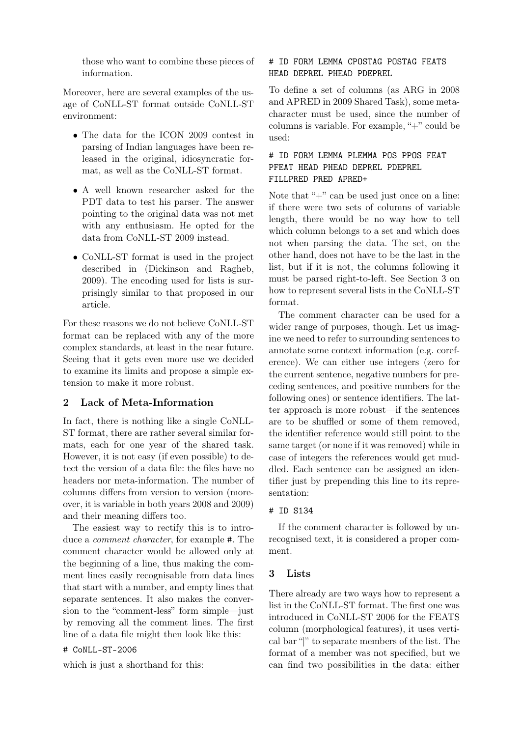those who want to combine these pieces of information.

Moreover, here are several examples of the usage of CoNLL-ST format outside CoNLL-ST environment:

- The data for the ICON 2009 contest in parsing of Indian languages have been released in the original, idiosyncratic format, as well as the CoNLL-ST format.
- A well known researcher asked for the PDT data to test his parser. The answer pointing to the original data was not met with any enthusiasm. He opted for the data from CoNLL-ST 2009 instead.
- CoNLL-ST format is used in the project described in (Dickinson and Ragheb, 2009). The encoding used for lists is surprisingly similar to that proposed in our article.

For these reasons we do not believe CoNLL-ST format can be replaced with any of the more complex standards, at least in the near future. Seeing that it gets even more use we decided to examine its limits and propose a simple extension to make it more robust.

## 2 Lack of Meta-Information

In fact, there is nothing like a single CoNLL-ST format, there are rather several similar formats, each for one year of the shared task. However, it is not easy (if even possible) to detect the version of a data file: the files have no headers nor meta-information. The number of columns differs from version to version (moreover, it is variable in both years 2008 and 2009) and their meaning differs too.

The easiest way to rectify this is to introduce a *comment character*, for example #. The comment character would be allowed only at the beginning of a line, thus making the comment lines easily recognisable from data lines that start with a number, and empty lines that separate sentences. It also makes the conversion to the "comment-less" form simple—just by removing all the comment lines. The first line of a data file might then look like this:

```
# CoNLL-ST-2006
```

which is just a shorthand for this:

```
# ID FORM LEMMA CPOSTAG POSTAG FEATS
HEAD DEPREL PHEAD PDEPREL
```

To define a set of columns (as ARG in 2008 and APRED in 2009 Shared Task), some meta-character must be used, since the number of columns is variable. For example, "+" could be used:

```
# ID FORM LEMMA PLEMMA POS PPOS FEAT
PFEAT HEAD PHEAD DEPREL PDEPREL
FILLPRED PRED APRED+
```

Note that "+" can be used just once on a line: if there were two sets of columns of variable length, there would be no way how to tell which column belongs to a set and which does not when parsing the data. The set, on the other hand, does not have to be the last in the list, but if it is not, the columns following it must be parsed right-to-left. See Section 3 on how to represent several lists in the CoNLL-ST format.

The comment character can be used for a wider range of purposes, though. Let us imagine we need to refer to surrounding sentences to annotate some context information (e.g. coreference). We can either use integers (zero for the current sentence, negative numbers for preceding sentences, and positive numbers for the following ones) or sentence identifiers. The latter approach is more robust—if the sentences are to be shuffled or some of them removed, the identifier reference would still point to the same target (or none if it was removed) while in case of integers the references would get muddled. Each sentence can be assigned an identifier just by prepending this line to its representation:

```
# ID S134
```

If the comment character is followed by unrecognised text, it is considered a proper comment.

## 3 Lists

There already are two ways how to represent a list in the CoNLL-ST format. The first one was introduced in CoNLL-ST 2006 for the FEATS column (morphological features), it uses vertical bar "|" to separate members of the list. The format of a member was not specified, but we can find two possibilities in the data: either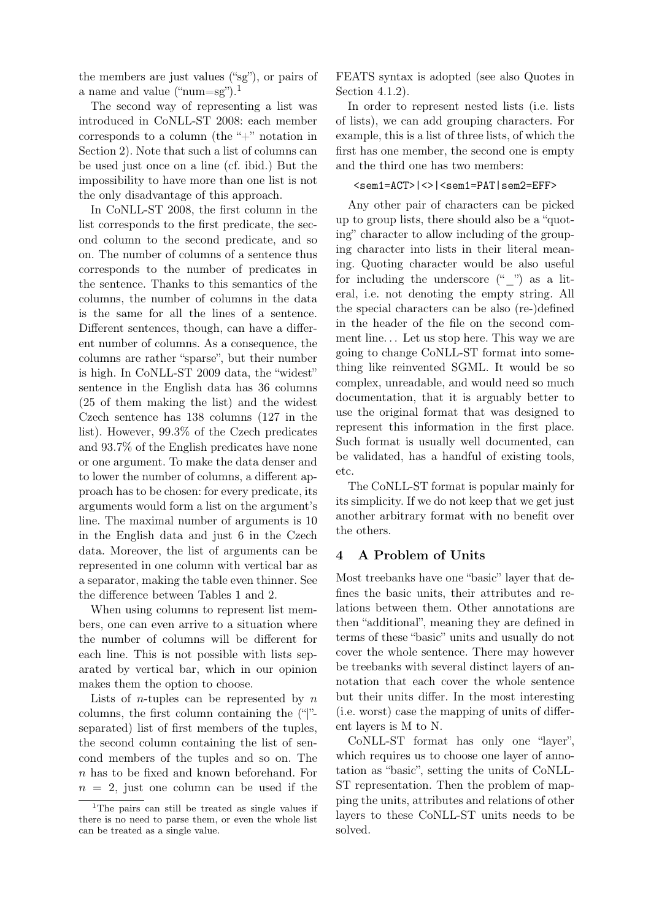the members are just values ("sg"), or pairs of a name and value ("num=sg").[1]

The second way of representing a list was introduced in CoNLL-ST 2008: each member corresponds to a column (the "+" notation in Section 2). Note that such a list of columns can be used just once on a line (cf. ibid.) But the impossibility to have more than one list is not the only disadvantage of this approach.

In CoNLL-ST 2008, the first column in the list corresponds to the first predicate, the second column to the second predicate, and so on. The number of columns of a sentence thus corresponds to the number of predicates in the sentence. Thanks to this semantics of the columns, the number of columns in the data is the same for all the lines of a sentence. Different sentences, though, can have a different number of columns. As a consequence, the columns are rather "sparse", but their number is high. In CoNLL-ST 2009 data, the "widest" sentence in the English data has 36 columns (25 of them making the list) and the widest Czech sentence has 138 columns (127 in the list). However, 99.3% of the Czech predicates and 93.7% of the English predicates have none or one argument. To make the data denser and to lower the number of columns, a different approach has to be chosen: for every predicate, its arguments would form a list on the argument's line. The maximal number of arguments is 10 in the English data and just 6 in the Czech data. Moreover, the list of arguments can be represented in one column with vertical bar as a separator, making the table even thinner. See the difference between Tables 1 and 2.

When using columns to represent list members, one can even arrive to a situation where the number of columns will be different for each line. This is not possible with lists separated by vertical bar, which in our opinion makes them the option to choose.

Lists of $n$-tuples can be represented by $n$ columns, the first column containing the ("|"-separated) list of first members of the tuples, the second column containing the list of second members of the tuples and so on. The $n$ has to be fixed and known beforehand. For $n = 2$, just one column can be used if the FEATS syntax is adopted (see also Quotes in Section 4.1.2).

In order to represent nested lists (i.e. lists of lists), we can add grouping characters. For example, this is a list of three lists, of which the first has one member, the second one is empty and the third one has two members:

```
<sem1=ACT>|<>|<sem1=PAT|sem2=EFF>
```

Any other pair of characters can be picked up to group lists, there should also be a "quoting" character to allow including of the grouping character into lists in their literal meaning. Quoting character would be also useful for including the underscore ("_") as a literal, i.e. not denoting the empty string. All the special characters can be also (re-)defined in the header of the file on the second comment line... Let us stop here. This way we are going to change CoNLL-ST format into something like reinvented SGML. It would be so complex, unreadable, and would need so much documentation, that it is arguably better to use the original format that was designed to represent this information in the first place. Such format is usually well documented, can be validated, has a handful of existing tools, etc.

The CoNLL-ST format is popular mainly for its simplicity. If we do not keep that we get just another arbitrary format with no benefit over the others.

## 4 A Problem of Units

Most treebanks have one "basic" layer that defines the basic units, their attributes and relations between them. Other annotations are then "additional", meaning they are defined in terms of these "basic" units and usually do not cover the whole sentence. There may however be treebanks with several distinct layers of annotation that each cover the whole sentence but their units differ. In the most interesting (i.e. worst) case the mapping of units of different layers is M to N.

CoNLL-ST format has only one "layer", which requires us to choose one layer of annotation as "basic", setting the units of CoNLL-ST representation. Then the problem of mapping the units, attributes and relations of other layers to these CoNLL-ST units needs to be solved.

[1] The pairs can still be treated as single values if there is no need to parse them, or even the whole list can be treated as a single value.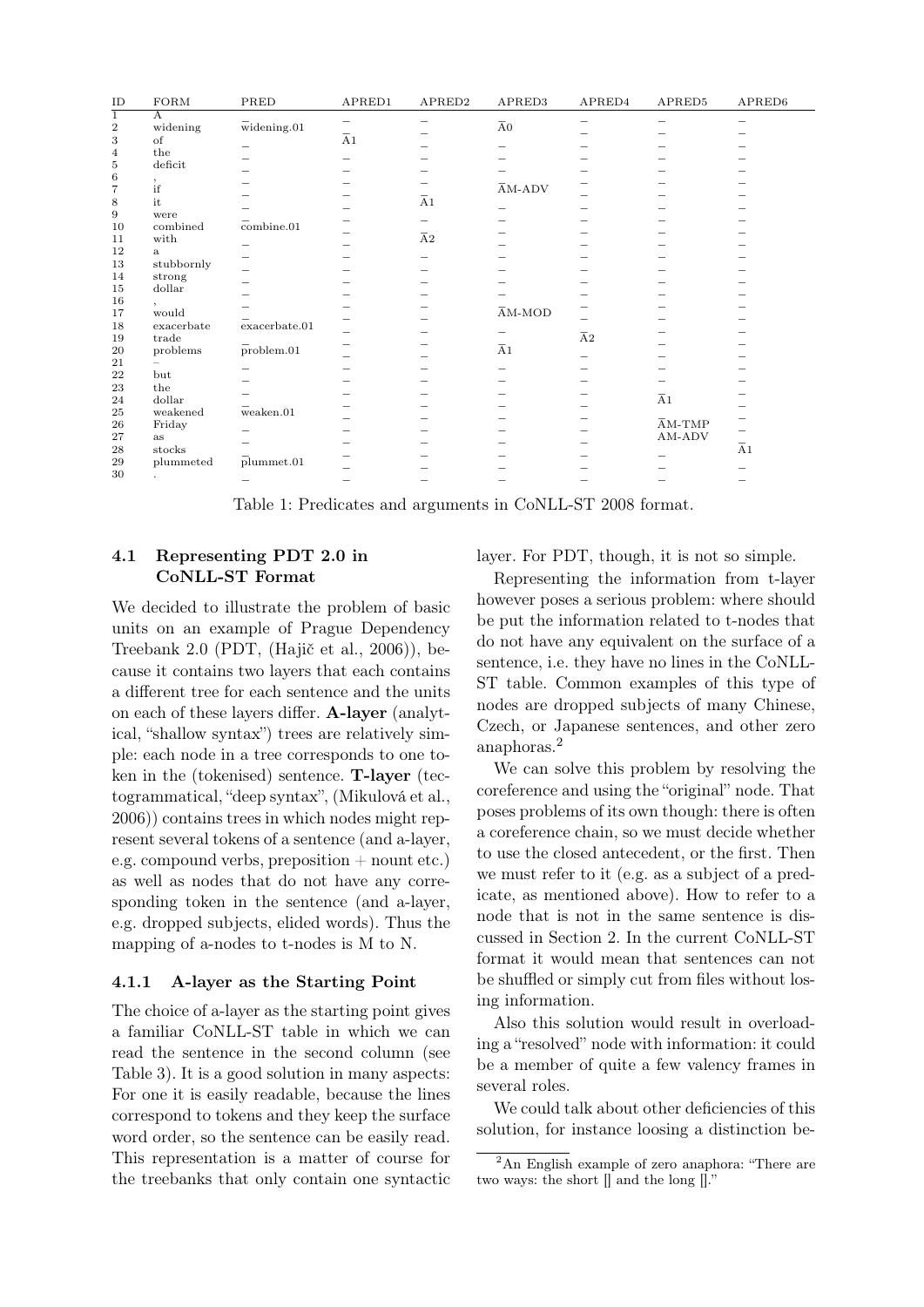| ID | FORM | PRED | APRED1 | APRED2 | APRED3 | APRED4 | APRED5 | APRED6 |
|---|---|---|---|---|---|---|---|---|
| 1 | A | _ | _ | _ | _ | _ | _ | _ |
| 2 | widening | widening.01 | _ | _ | A0 | _ | _ | _ |
| 3 | of | _ | A1 | _ | _ | _ | _ | _ |
| 4 | the | _ | _ | _ | _ | _ | _ | _ |
| 5 | deficit | _ | _ | _ | _ | _ | _ | _ |
| 6 | , | _ | _ | _ | _ | _ | _ | _ |
| 7 | if | _ | _ | _ | AM-ADV | _ | _ | _ |
| 8 | it | _ | _ | A1 | _ | _ | _ | _ |
| 9 | were | _ | _ | _ | _ | _ | _ | _ |
| 10 | combined | combine.01 | _ | _ | _ | _ | _ | _ |
| 11 | with | _ | _ | A2 | _ | _ | _ | _ |
| 12 | a | _ | _ | _ | _ | _ | _ | _ |
| 13 | stubbornly | _ | _ | _ | _ | _ | _ | _ |
| 14 | strong | _ | _ | _ | _ | _ | _ | _ |
| 15 | dollar | _ | _ | _ | _ | _ | _ | _ |
| 16 | , | _ | _ | _ | _ | _ | _ | _ |
| 17 | would | _ | _ | _ | AM-MOD | _ | _ | _ |
| 18 | exacerbate | exacerbate.01 | _ | _ | _ | _ | _ | _ |
| 19 | trade | _ | _ | _ | _ | A2 | _ | _ |
| 20 | problems | problem.01 | _ | _ | A1 | _ | _ | _ |
| 21 | – | _ | _ | _ | _ | _ | _ | _ |
| 22 | but | _ | _ | _ | _ | _ | _ | _ |
| 23 | the | _ | _ | _ | _ | _ | _ | _ |
| 24 | dollar | _ | _ | _ | _ | _ | A1 | _ |
| 25 | weakened | weaken.01 | _ | _ | _ | _ | _ | _ |
| 26 | Friday | _ | _ | _ | _ | _ | AM-TMP | _ |
| 27 | as | _ | _ | _ | _ | _ | AM-ADV | _ |
| 28 | stocks | _ | _ | _ | _ | _ | _ | A1 |
| 29 | plummeted | plummet.01 | _ | _ | _ | _ | _ | _ |
| 30 | . | _ | _ | _ | _ | _ | _ | _ |

Table 1: Predicates and arguments in CoNLL-ST 2008 format.

### 4.1 Representing PDT 2.0 in CoNLL-ST Format

We decided to illustrate the problem of basic units on an example of Prague Dependency Treebank 2.0 (PDT, (Hajič et al., 2006)), because it contains two layers that each contains a different tree for each sentence and the units on each of these layers differ. **A-layer** (analytical, "shallow syntax") trees are relatively simple: each node in a tree corresponds to one token in the (tokenised) sentence. **T-layer** (tectogrammatical, "deep syntax", (Mikulová et al., 2006)) contains trees in which nodes might represent several tokens of a sentence (and a-layer, e.g. compound verbs, preposition + nount etc.) as well as nodes that do not have any corresponding token in the sentence (and a-layer, e.g. dropped subjects, elided words). Thus the mapping of a-nodes to t-nodes is M to N.

#### 4.1.1 A-layer as the Starting Point

The choice of a-layer as the starting point gives a familiar CoNLL-ST table in which we can read the sentence in the second column (see Table 3). It is a good solution in many aspects: For one it is easily readable, because the lines correspond to tokens and they keep the surface word order, so the sentence can be easily read. This representation is a matter of course for the treebanks that only contain one syntactic layer. For PDT, though, it is not so simple.

Representing the information from t-layer however poses a serious problem: where should be put the information related to t-nodes that do not have any equivalent on the surface of a sentence, i.e. they have no lines in the CoNLL-ST table. Common examples of this type of nodes are dropped subjects of many Chinese, Czech, or Japanese sentences, and other zero anaphoras.[2]

We can solve this problem by resolving the coreference and using the "original" node. That poses problems of its own though: there is often a coreference chain, so we must decide whether to use the closed antecedent, or the first. Then we must refer to it (e.g. as a subject of a predicate, as mentioned above). How to refer to a node that is not in the same sentence is discussed in Section 2. In the current CoNLL-ST format it would mean that sentences can not be shuffled or simply cut from files without losing information.

Also this solution would result in overloading a "resolved" node with information: it could be a member of quite a few valency frames in several roles.

We could talk about other deficiencies of this solution, for instance loosing a distinction be-

[2] An English example of zero anaphora: "There are two ways: the short [] and the long []."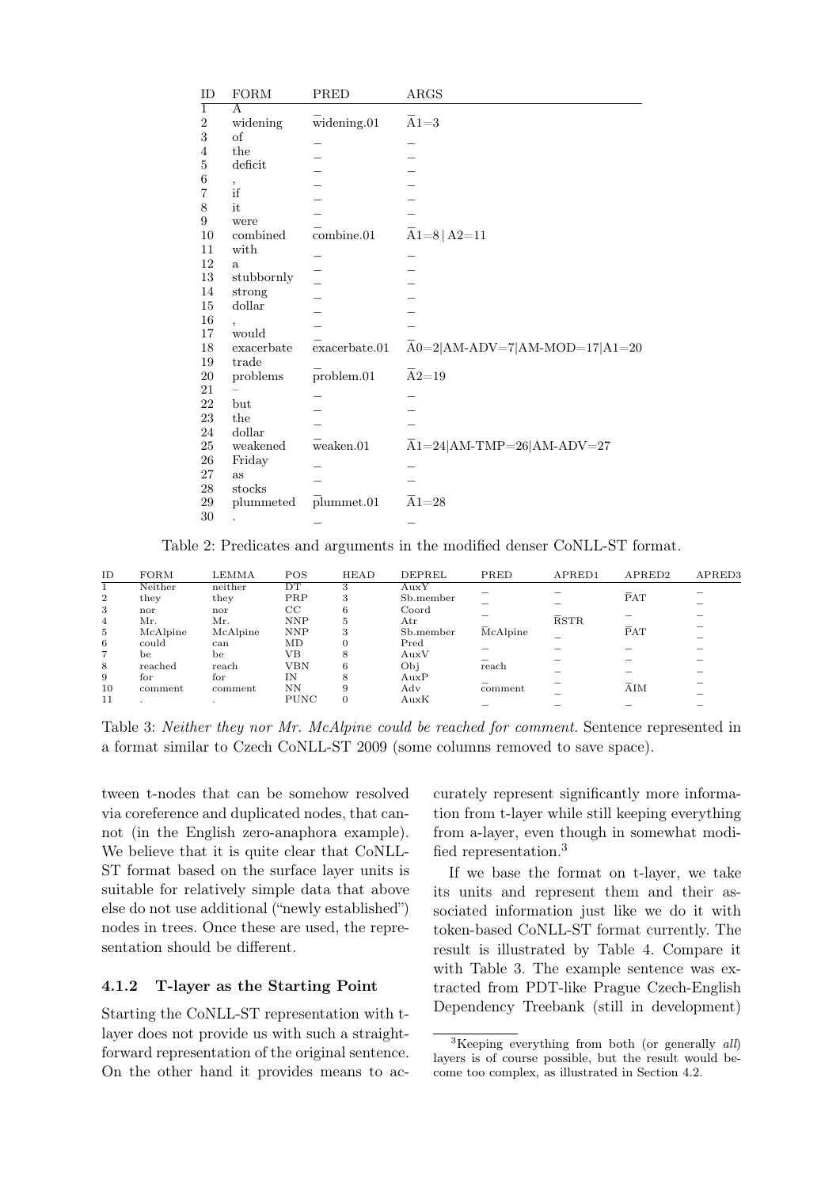| ID | FORM | PRED | ARGS |
|---|---|---|---|
| 1 | A | _ | _ |
| 2 | widening | widening.01 | A1=3 |
| 3 | of | _ | _ |
| 4 | the | _ | _ |
| 5 | deficit | _ | _ |
| 6 | , | _ | _ |
| 7 | if | _ | _ |
| 8 | it | _ | _ |
| 9 | were | _ | _ |
| 10 | combined | combine.01 | A1=8 \| A2=11 |
| 11 | with | _ | _ |
| 12 | a | _ | _ |
| 13 | stubbornly | _ | _ |
| 14 | strong | _ | _ |
| 15 | dollar | _ | _ |
| 16 | , | _ | _ |
| 17 | would | _ | _ |
| 18 | exacerbate | exacerbate.01 | A0=2\|AM-ADV=7\|AM-MOD=17\|A1=20 |
| 19 | trade | _ | _ |
| 20 | problems | problem.01 | A2=19 |
| 21 | – | _ | _ |
| 22 | but | _ | _ |
| 23 | the | _ | _ |
| 24 | dollar | _ | _ |
| 25 | weakened | weaken.01 | A1=24\|AM-TMP=26\|AM-ADV=27 |
| 26 | Friday | _ | _ |
| 27 | as | _ | _ |
| 28 | stocks | _ | _ |
| 29 | plummeted | plummet.01 | A1=28 |
| 30 | . | _ | _ |

Table 2: Predicates and arguments in the modified denser CoNLL-ST format.

| ID | FORM | LEMMA | POS | HEAD | DEPREL | PRED | APRED1 | APRED2 | APRED3 |
|---|---|---|---|---|---|---|---|---|---|
| 1 | Neither | neither | DT | 3 | AuxY | _ | _ | _ | _ |
| 2 | they | they | PRP | 3 | Sb.member | _ | _ | PAT | _ |
| 3 | nor | nor | CC | 6 | Coord | _ | _ | _ | _ |
| 4 | Mr. | Mr. | NNP | 5 | Atr | _ | RSTR | _ | _ |
| 5 | McAlpine | McAlpine | NNP | 3 | Sb.member | McAlpine | _ | PAT | _ |
| 6 | could | can | MD | 0 | Pred | _ | _ | _ | _ |
| 7 | be | be | VB | 8 | AuxV | _ | _ | _ | _ |
| 8 | reached | reach | VBN | 6 | Obj | reach | _ | _ | _ |
| 9 | for | for | IN | 8 | AuxP | _ | _ | _ | _ |
| 10 | comment | comment | NN | 9 | Adv | comment | _ | AIM | _ |
| 11 | . | . | PUNC | 0 | AuxK | _ | _ | _ | _ |

Table 3: *Neither they nor Mr. McAlpine could be reached for comment.* Sentence represented in a format similar to Czech CoNLL-ST 2009 (some columns removed to save space).

tween t-nodes that can be somehow resolved via coreference and duplicated nodes, that cannot (in the English zero-anaphora example). We believe that it is quite clear that CoNLL-ST format based on the surface layer units is suitable for relatively simple data that above else do not use additional ("newly established") nodes in trees. Once these are used, the representation should be different.

#### 4.1.2 T-layer as the Starting Point

Starting the CoNLL-ST representation with t-layer does not provide us with such a straightforward representation of the original sentence. On the other hand it provides means to accurately represent significantly more information from t-layer while still keeping everything from a-layer, even though in somewhat modified representation.[3]

If we base the format on t-layer, we take its units and represent them and their associated information just like we do it with token-based CoNLL-ST format currently. The result is illustrated by Table 4. Compare it with Table 3. The example sentence was extracted from PDT-like Prague Czech-English Dependency Treebank (still in development)

[3] Keeping everything from both (or generally *all*) layers is of course possible, but the result would become too complex, as illustrated in Section 4.2.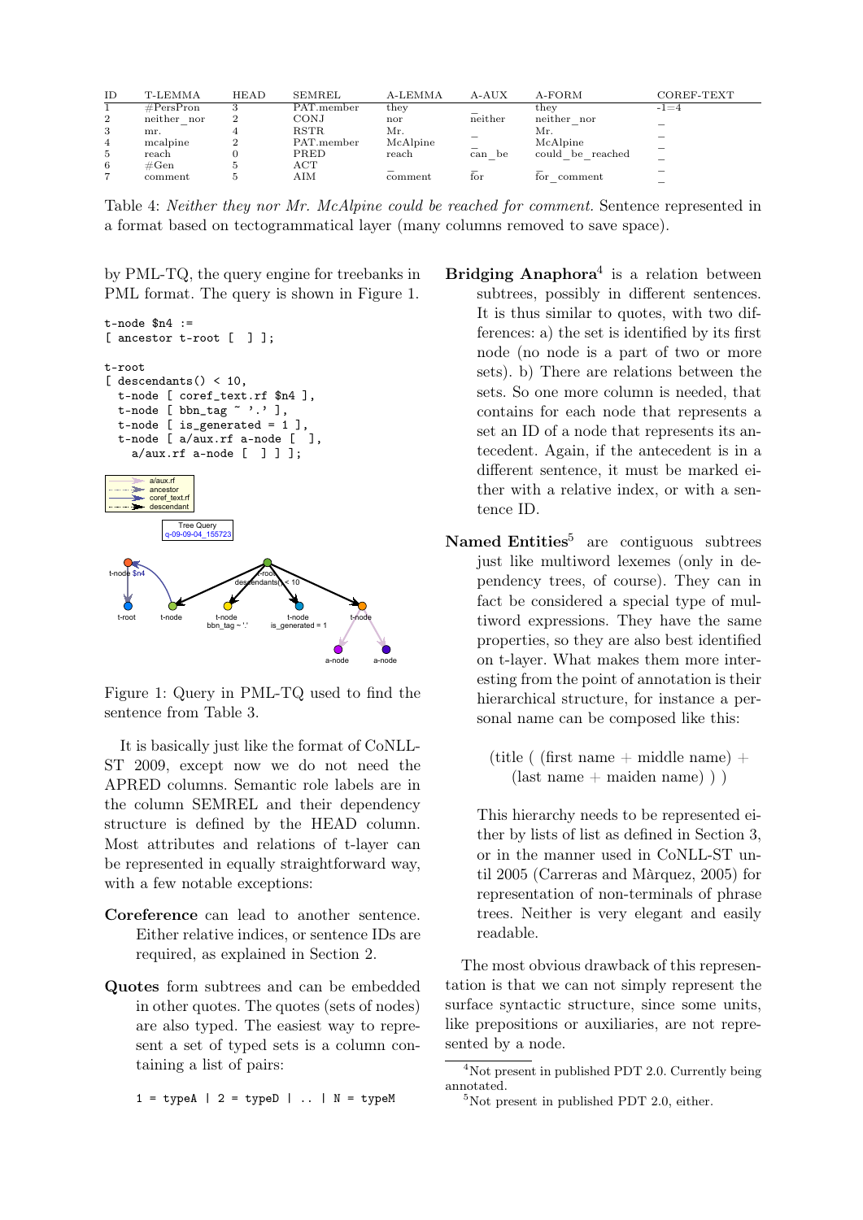| ID | T-LEMMA | HEAD | SEMREL | A-LEMMA | A-AUX | A-FORM | COREF-TEXT |
|---|---|---|---|---|---|---|---|
| 1 | #PersPron | 3 | PAT.member | they | _ | they | -1=4 |
| 2 | neither_nor | 2 | CONJ | nor | neither | neither_nor | _ |
| 3 | mr. | 4 | RSTR | Mr. | _ | Mr. | _ |
| 4 | mcalpine | 2 | PAT.member | McAlpine | _ | McAlpine | _ |
| 5 | reach | 0 | PRED | reach | can_be | could_be_reached | _ |
| 6 | #Gen | 5 | ACT | _ | _ | _ | _ |
| 7 | comment | 5 | AIM | comment | for | for_comment | _ |

Table 4: *Neither they nor Mr. McAlpine could be reached for comment.* Sentence represented in a format based on tectogrammatical layer (many columns removed to save space).

by PML-TQ, the query engine for treebanks in PML format. The query is shown in Figure 1.

```
t-node $n4 :=
[ ancestor t-root [  ] ];

t-root
[ descendants() < 10,
  t-node [ coref_text.rf $n4 ],
  t-node [ bbn_tag ~ '.' ],
  t-node [ is_generated = 1 ],
  t-node [ a/aux.rf a-node [  ],
    a/aux.rf a-node [  ] ] ];
```

Figure 1: Query in PML-TQ used to find the sentence from Table 3.

It is basically just like the format of CoNLL-ST 2009, except now we do not need the APRED columns. Semantic role labels are in the column SEMREL and their dependency structure is defined by the HEAD column. Most attributes and relations of t-layer can be represented in equally straightforward way, with a few notable exceptions:

**Coreference** can lead to another sentence. Either relative indices, or sentence IDs are required, as explained in Section 2.

**Quotes** form subtrees and can be embedded in other quotes. The quotes (sets of nodes) are also typed. The easiest way to represent a set of typed sets is a column containing a list of pairs:

```
1 = typeA | 2 = typeD | .. | N = typeM
```

**Bridging Anaphora**[4] is a relation between subtrees, possibly in different sentences. It is thus similar to quotes, with two differences: a) the set is identified by its first node (no node is a part of two or more sets). b) There are relations between the sets. So one more column is needed, that contains for each node that represents a set an ID of a node that represents its antecedent. Again, if the antecedent is in a different sentence, it must be marked either with a relative index, or with a sentence ID.

**Named Entities**[5] are contiguous subtrees just like multiword lexemes (only in dependency trees, of course). They can in fact be considered a special type of multiword expressions. They have the same properties, so they are also best identified on t-layer. What makes them more interesting from the point of annotation is their hierarchical structure, for instance a personal name can be composed like this:

(title ( (first name + middle name) + (last name + maiden name) ) )

This hierarchy needs to be represented either by lists of list as defined in Section 3, or in the manner used in CoNLL-ST until 2005 (Carreras and Màrquez, 2005) for representation of non-terminals of phrase trees. Neither is very elegant and easily readable.

The most obvious drawback of this representation is that we can not simply represent the surface syntactic structure, since some units, like prepositions or auxiliaries, are not represented by a node.

[4] Not present in published PDT 2.0. Currently being annotated.

[5] Not present in published PDT 2.0, either.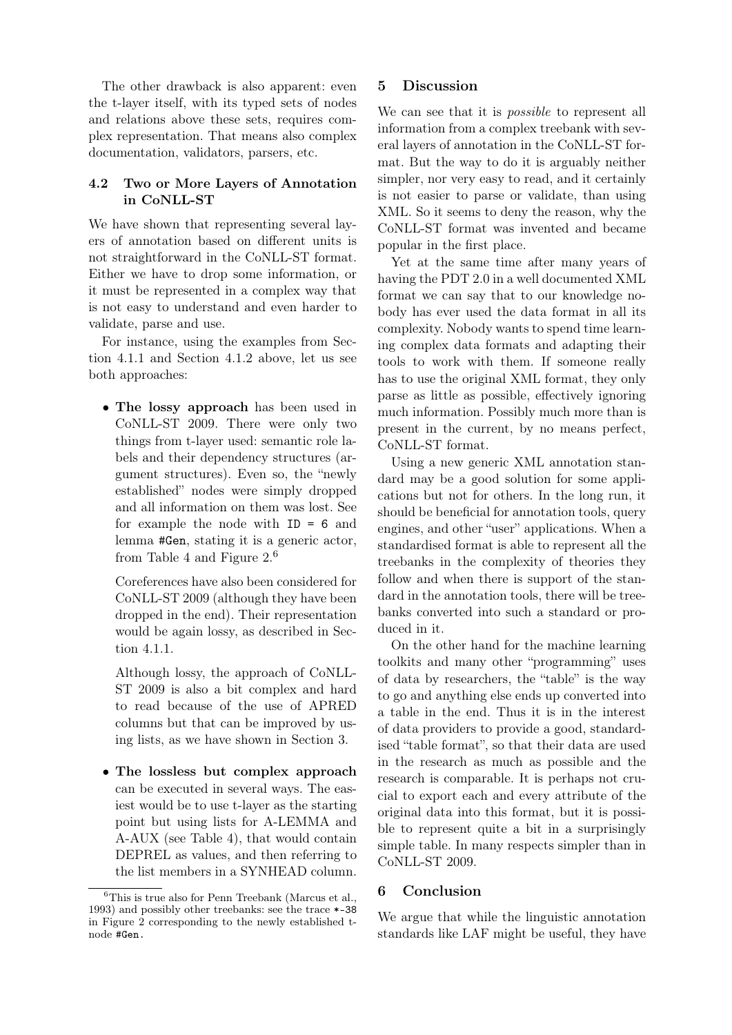The other drawback is also apparent: even the t-layer itself, with its typed sets of nodes and relations above these sets, requires complex representation. That means also complex documentation, validators, parsers, etc.

### 4.2 Two or More Layers of Annotation in CoNLL-ST

We have shown that representing several layers of annotation based on different units is not straightforward in the CoNLL-ST format. Either we have to drop some information, or it must be represented in a complex way that is not easy to understand and even harder to validate, parse and use.

For instance, using the examples from Section 4.1.1 and Section 4.1.2 above, let us see both approaches:

- **The lossy approach** has been used in CoNLL-ST 2009. There were only two things from t-layer used: semantic role labels and their dependency structures (argument structures). Even so, the "newly established" nodes were simply dropped and all information on them was lost. See for example the node with `ID = 6` and lemma `#Gen`, stating it is a generic actor, from Table 4 and Figure 2.[6]

  Coreferences have also been considered for CoNLL-ST 2009 (although they have been dropped in the end). Their representation would be again lossy, as described in Section 4.1.1.

  Although lossy, the approach of CoNLL-ST 2009 is also a bit complex and hard to read because of the use of APRED columns but that can be improved by using lists, as we have shown in Section 3.

- **The lossless but complex approach** can be executed in several ways. The easiest would be to use t-layer as the starting point but using lists for A-LEMMA and A-AUX (see Table 4), that would contain DEPREL as values, and then referring to the list members in a SYNHEAD column.

[6] This is true also for Penn Treebank (Marcus et al., 1993) and possibly other treebanks: see the trace `*-38` in Figure 2 corresponding to the newly established t-node `#Gen`.

## 5 Discussion

We can see that it is *possible* to represent all information from a complex treebank with several layers of annotation in the CoNLL-ST format. But the way to do it is arguably neither simpler, nor very easy to read, and it certainly is not easier to parse or validate, than using XML. So it seems to deny the reason, why the CoNLL-ST format was invented and became popular in the first place.

Yet at the same time after many years of having the PDT 2.0 in a well documented XML format we can say that to our knowledge nobody has ever used the data format in all its complexity. Nobody wants to spend time learning complex data formats and adapting their tools to work with them. If someone really has to use the original XML format, they only parse as little as possible, effectively ignoring much information. Possibly much more than is present in the current, by no means perfect, CoNLL-ST format.

Using a new generic XML annotation standard may be a good solution for some applications but not for others. In the long run, it should be beneficial for annotation tools, query engines, and other "user" applications. When a standardised format is able to represent all the treebanks in the complexity of theories they follow and when there is support of the standard in the annotation tools, there will be treebanks converted into such a standard or produced in it.

On the other hand for the machine learning toolkits and many other "programming" uses of data by researchers, the "table" is the way to go and anything else ends up converted into a table in the end. Thus it is in the interest of data providers to provide a good, standardised "table format", so that their data are used in the research as much as possible and the research is comparable. It is perhaps not crucial to export each and every attribute of the original data into this format, but it is possible to represent quite a bit in a surprisingly simple table. In many respects simpler than in CoNLL-ST 2009.

## 6 Conclusion

We argue that while the linguistic annotation standards like LAF might be useful, they have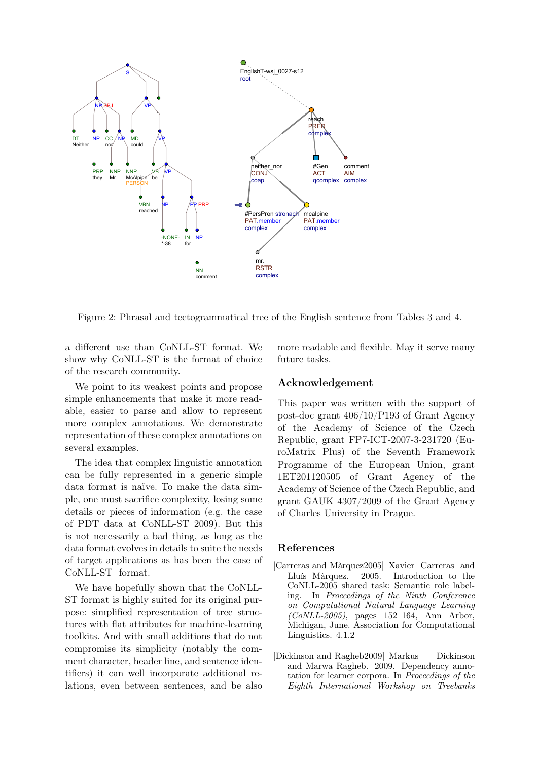Figure 2: Phrasal and tectogrammatical tree of the English sentence from Tables 3 and 4.

a different use than CoNLL-ST format. We show why CoNLL-ST is the format of choice of the research community.

We point to its weakest points and propose simple enhancements that make it more readable, easier to parse and allow to represent more complex annotations. We demonstrate representation of these complex annotations on several examples.

The idea that complex linguistic annotation can be fully represented in a generic simple data format is naïve. To make the data simple, one must sacrifice complexity, losing some details or pieces of information (e.g. the case of PDT data at CoNLL-ST 2009). But this is not necessarily a bad thing, as long as the data format evolves in details to suite the needs of target applications as has been the case of CoNLL-ST format.

We have hopefully shown that the CoNLL-ST format is highly suited for its original purpose: simplified representation of tree structures with flat attributes for machine-learning toolkits. And with small additions that do not compromise its simplicity (notably the comment character, header line, and sentence identifiers) it can well incorporate additional relations, even between sentences, and be also more readable and flexible. May it serve many future tasks.

## Acknowledgement

This paper was written with the support of post-doc grant 406/10/P193 of Grant Agency of the Academy of Science of the Czech Republic, grant FP7-ICT-2007-3-231720 (EuroMatrix Plus) of the Seventh Framework Programme of the European Union, grant 1ET201120505 of Grant Agency of the Academy of Science of the Czech Republic, and grant GAUK 4307/2009 of the Grant Agency of Charles University in Prague.

## References

[Carreras and Màrquez2005] Xavier Carreras and Lluís Màrquez. 2005. Introduction to the CoNLL-2005 shared task: Semantic role labeling. In *Proceedings of the Ninth Conference on Computational Natural Language Learning (CoNLL-2005)*, pages 152–164, Ann Arbor, Michigan, June. Association for Computational Linguistics. 4.1.2

[Dickinson and Ragheb2009] Markus Dickinson and Marwa Ragheb. 2009. Dependency annotation for learner corpora. In *Proceedings of the Eighth International Workshop on Treebanks*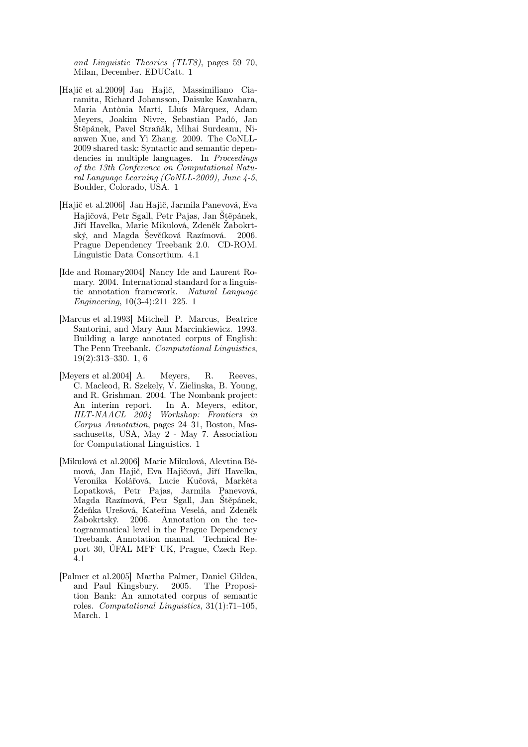*and Linguistic Theories (TLT8)*, pages 59–70, Milan, December. EDUCatt. 1

[Hajič et al.2009] Jan Hajič, Massimiliano Ciaramita, Richard Johansson, Daisuke Kawahara, Maria Antònia Martí, Lluís Màrquez, Adam Meyers, Joakim Nivre, Sebastian Padó, Jan Štěpánek, Pavel Straňák, Mihai Surdeanu, Nianwen Xue, and Yi Zhang. 2009. The CoNLL-2009 shared task: Syntactic and semantic dependencies in multiple languages. In *Proceedings of the 13th Conference on Computational Natural Language Learning (CoNLL-2009), June 4-5*, Boulder, Colorado, USA. 1

[Hajič et al.2006] Jan Hajič, Jarmila Panevová, Eva Hajičová, Petr Sgall, Petr Pajas, Jan Štěpánek, Jiří Havelka, Marie Mikulová, Zdeněk Žabokrtský, and Magda Ševčíková Razímová. 2006. Prague Dependency Treebank 2.0. CD-ROM. Linguistic Data Consortium. 4.1

[Ide and Romary2004] Nancy Ide and Laurent Romary. 2004. International standard for a linguistic annotation framework. *Natural Language Engineering*, 10(3-4):211–225. 1

[Marcus et al.1993] Mitchell P. Marcus, Beatrice Santorini, and Mary Ann Marcinkiewicz. 1993. Building a large annotated corpus of English: The Penn Treebank. *Computational Linguistics*, 19(2):313–330. 1, 6

[Meyers et al.2004] A. Meyers, R. Reeves, C. Macleod, R. Szekely, V. Zielinska, B. Young, and R. Grishman. 2004. The Nombank project: An interim report. In A. Meyers, editor, *HLT-NAACL 2004 Workshop: Frontiers in Corpus Annotation*, pages 24–31, Boston, Massachusetts, USA, May 2 - May 7. Association for Computational Linguistics. 1

[Mikulová et al.2006] Marie Mikulová, Alevtina Bémová, Jan Hajič, Eva Hajičová, Jiří Havelka, Veronika Kolářová, Lucie Kučová, Markéta Lopatková, Petr Pajas, Jarmila Panevová, Magda Razímová, Petr Sgall, Jan Štěpánek, Zdeňka Urešová, Kateřina Veselá, and Zdeněk Žabokrtský. 2006. Annotation on the tectogrammatical level in the Prague Dependency Treebank. Annotation manual. Technical Report 30, ÚFAL MFF UK, Prague, Czech Rep. 4.1

[Palmer et al.2005] Martha Palmer, Daniel Gildea, and Paul Kingsbury. 2005. The Proposition Bank: An annotated corpus of semantic roles. *Computational Linguistics*, 31(1):71–105, March. 1